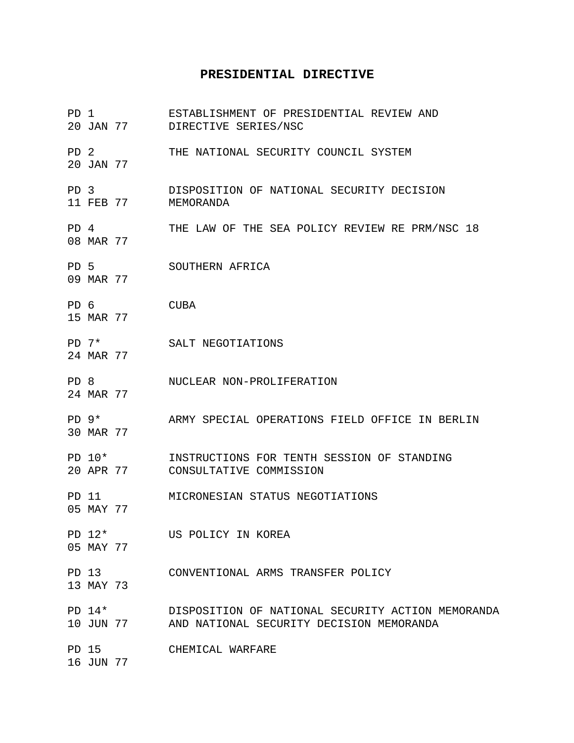# PRESIDENTIAL DIRECTIVE

| | |
|---|---|
| PD 1<br>20 JAN 77 | ESTABLISHMENT OF PRESIDENTIAL REVIEW AND DIRECTIVE SERIES/NSC |
| PD 2<br>20 JAN 77 | THE NATIONAL SECURITY COUNCIL SYSTEM |
| PD 3<br>11 FEB 77 | DISPOSITION OF NATIONAL SECURITY DECISION MEMORANDA |
| PD 4<br>08 MAR 77 | THE LAW OF THE SEA POLICY REVIEW RE PRM/NSC 18 |
| PD 5<br>09 MAR 77 | SOUTHERN AFRICA |
| PD 6<br>15 MAR 77 | CUBA |
| PD 7*<br>24 MAR 77 | SALT NEGOTIATIONS |
| PD 8<br>24 MAR 77 | NUCLEAR NON-PROLIFERATION |
| PD 9*<br>30 MAR 77 | ARMY SPECIAL OPERATIONS FIELD OFFICE IN BERLIN |
| PD 10*<br>20 APR 77 | INSTRUCTIONS FOR TENTH SESSION OF STANDING CONSULTATIVE COMMISSION |
| PD 11<br>05 MAY 77 | MICRONESIAN STATUS NEGOTIATIONS |
| PD 12*<br>05 MAY 77 | US POLICY IN KOREA |
| PD 13<br>13 MAY 73 | CONVENTIONAL ARMS TRANSFER POLICY |
| PD 14*<br>10 JUN 77 | DISPOSITION OF NATIONAL SECURITY ACTION MEMORANDA AND NATIONAL SECURITY DECISION MEMORANDA |
| PD 15<br>16 JUN 77 | CHEMICAL WARFARE |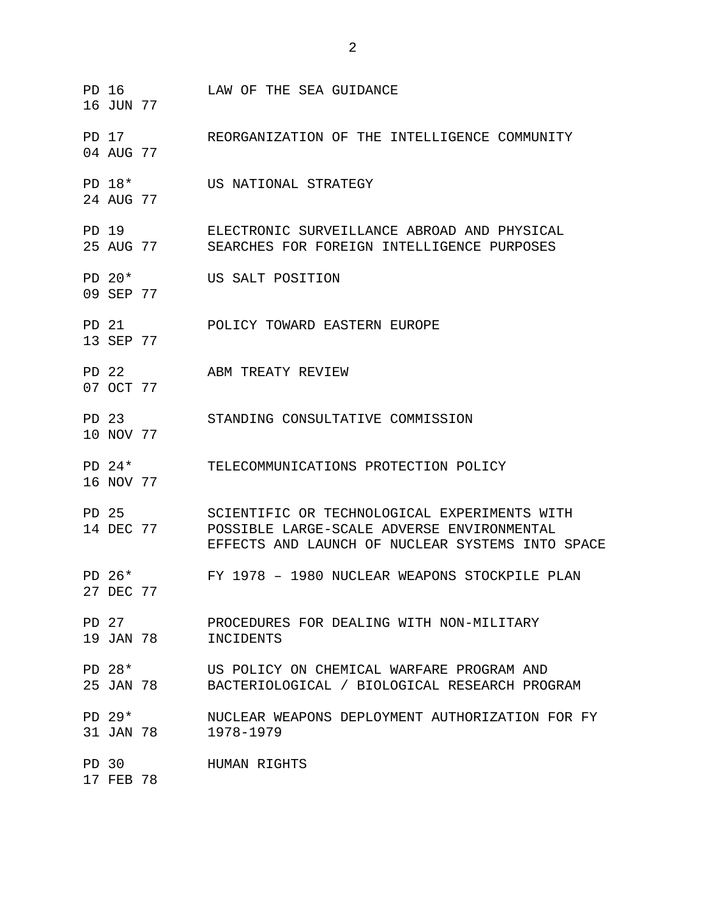| | |
|---|---|
| PD 16<br>16 JUN 77 | LAW OF THE SEA GUIDANCE |
| PD 17<br>04 AUG 77 | REORGANIZATION OF THE INTELLIGENCE COMMUNITY |
| PD 18*<br>24 AUG 77 | US NATIONAL STRATEGY |
| PD 19<br>25 AUG 77 | ELECTRONIC SURVEILLANCE ABROAD AND PHYSICAL SEARCHES FOR FOREIGN INTELLIGENCE PURPOSES |
| PD 20*<br>09 SEP 77 | US SALT POSITION |
| PD 21<br>13 SEP 77 | POLICY TOWARD EASTERN EUROPE |
| PD 22<br>07 OCT 77 | ABM TREATY REVIEW |
| PD 23<br>10 NOV 77 | STANDING CONSULTATIVE COMMISSION |
| PD 24*<br>16 NOV 77 | TELECOMMUNICATIONS PROTECTION POLICY |
| PD 25<br>14 DEC 77 | SCIENTIFIC OR TECHNOLOGICAL EXPERIMENTS WITH POSSIBLE LARGE-SCALE ADVERSE ENVIRONMENTAL EFFECTS AND LAUNCH OF NUCLEAR SYSTEMS INTO SPACE |
| PD 26*<br>27 DEC 77 | FY 1978 – 1980 NUCLEAR WEAPONS STOCKPILE PLAN |
| PD 27<br>19 JAN 78 | PROCEDURES FOR DEALING WITH NON-MILITARY INCIDENTS |
| PD 28*<br>25 JAN 78 | US POLICY ON CHEMICAL WARFARE PROGRAM AND BACTERIOLOGICAL / BIOLOGICAL RESEARCH PROGRAM |
| PD 29*<br>31 JAN 78 | NUCLEAR WEAPONS DEPLOYMENT AUTHORIZATION FOR FY 1978-1979 |
| PD 30<br>17 FEB 78 | HUMAN RIGHTS |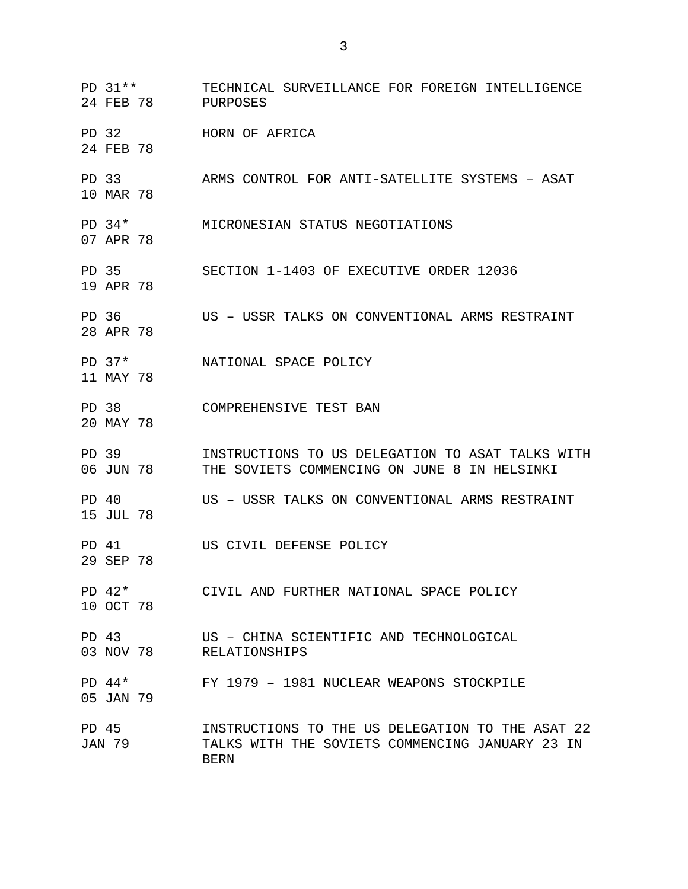| | |
|---|---|
| PD 31** 24 FEB 78 | TECHNICAL SURVEILLANCE FOR FOREIGN INTELLIGENCE PURPOSES |
| PD 32 24 FEB 78 | HORN OF AFRICA |
| PD 33 10 MAR 78 | ARMS CONTROL FOR ANTI-SATELLITE SYSTEMS – ASAT |
| PD 34* 07 APR 78 | MICRONESIAN STATUS NEGOTIATIONS |
| PD 35 19 APR 78 | SECTION 1-1403 OF EXECUTIVE ORDER 12036 |
| PD 36 28 APR 78 | US – USSR TALKS ON CONVENTIONAL ARMS RESTRAINT |
| PD 37* 11 MAY 78 | NATIONAL SPACE POLICY |
| PD 38 20 MAY 78 | COMPREHENSIVE TEST BAN |
| PD 39 06 JUN 78 | INSTRUCTIONS TO US DELEGATION TO ASAT TALKS WITH THE SOVIETS COMMENCING ON JUNE 8 IN HELSINKI |
| PD 40 15 JUL 78 | US – USSR TALKS ON CONVENTIONAL ARMS RESTRAINT |
| PD 41 29 SEP 78 | US CIVIL DEFENSE POLICY |
| PD 42* 10 OCT 78 | CIVIL AND FURTHER NATIONAL SPACE POLICY |
| PD 43 03 NOV 78 | US – CHINA SCIENTIFIC AND TECHNOLOGICAL RELATIONSHIPS |
| PD 44* 05 JAN 79 | FY 1979 – 1981 NUCLEAR WEAPONS STOCKPILE |
| PD 45 JAN 79 | INSTRUCTIONS TO THE US DELEGATION TO THE ASAT 22 TALKS WITH THE SOVIETS COMMENCING JANUARY 23 IN BERN |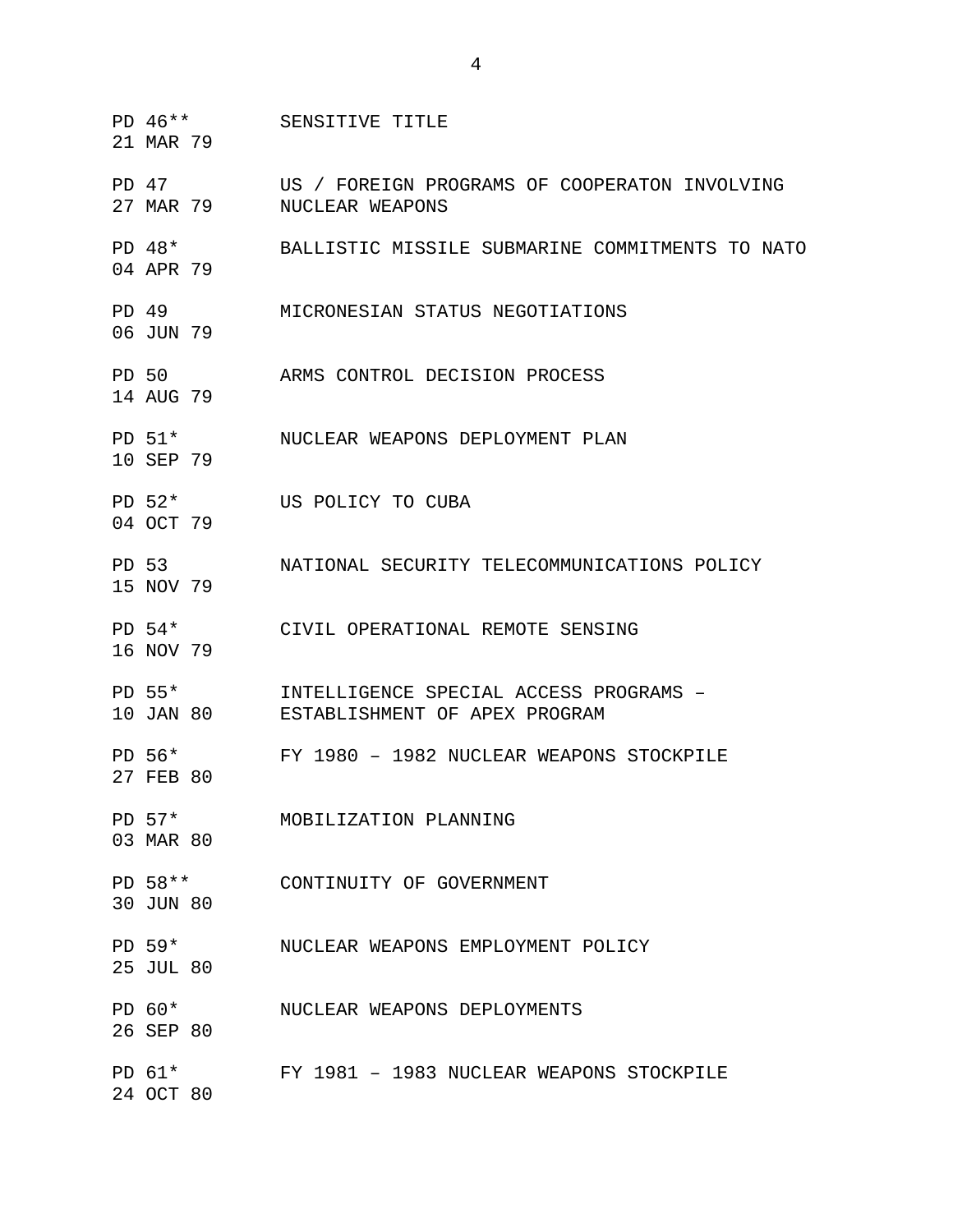| | |
|---|---|
| PD 46**<br>21 MAR 79 | SENSITIVE TITLE |
| PD 47<br>27 MAR 79 | US / FOREIGN PROGRAMS OF COOPERATON INVOLVING NUCLEAR WEAPONS |
| PD 48*<br>04 APR 79 | BALLISTIC MISSILE SUBMARINE COMMITMENTS TO NATO |
| PD 49<br>06 JUN 79 | MICRONESIAN STATUS NEGOTIATIONS |
| PD 50<br>14 AUG 79 | ARMS CONTROL DECISION PROCESS |
| PD 51*<br>10 SEP 79 | NUCLEAR WEAPONS DEPLOYMENT PLAN |
| PD 52*<br>04 OCT 79 | US POLICY TO CUBA |
| PD 53<br>15 NOV 79 | NATIONAL SECURITY TELECOMMUNICATIONS POLICY |
| PD 54*<br>16 NOV 79 | CIVIL OPERATIONAL REMOTE SENSING |
| PD 55*<br>10 JAN 80 | INTELLIGENCE SPECIAL ACCESS PROGRAMS – ESTABLISHMENT OF APEX PROGRAM |
| PD 56*<br>27 FEB 80 | FY 1980 – 1982 NUCLEAR WEAPONS STOCKPILE |
| PD 57*<br>03 MAR 80 | MOBILIZATION PLANNING |
| PD 58**<br>30 JUN 80 | CONTINUITY OF GOVERNMENT |
| PD 59*<br>25 JUL 80 | NUCLEAR WEAPONS EMPLOYMENT POLICY |
| PD 60*<br>26 SEP 80 | NUCLEAR WEAPONS DEPLOYMENTS |
| PD 61*<br>24 OCT 80 | FY 1981 – 1983 NUCLEAR WEAPONS STOCKPILE |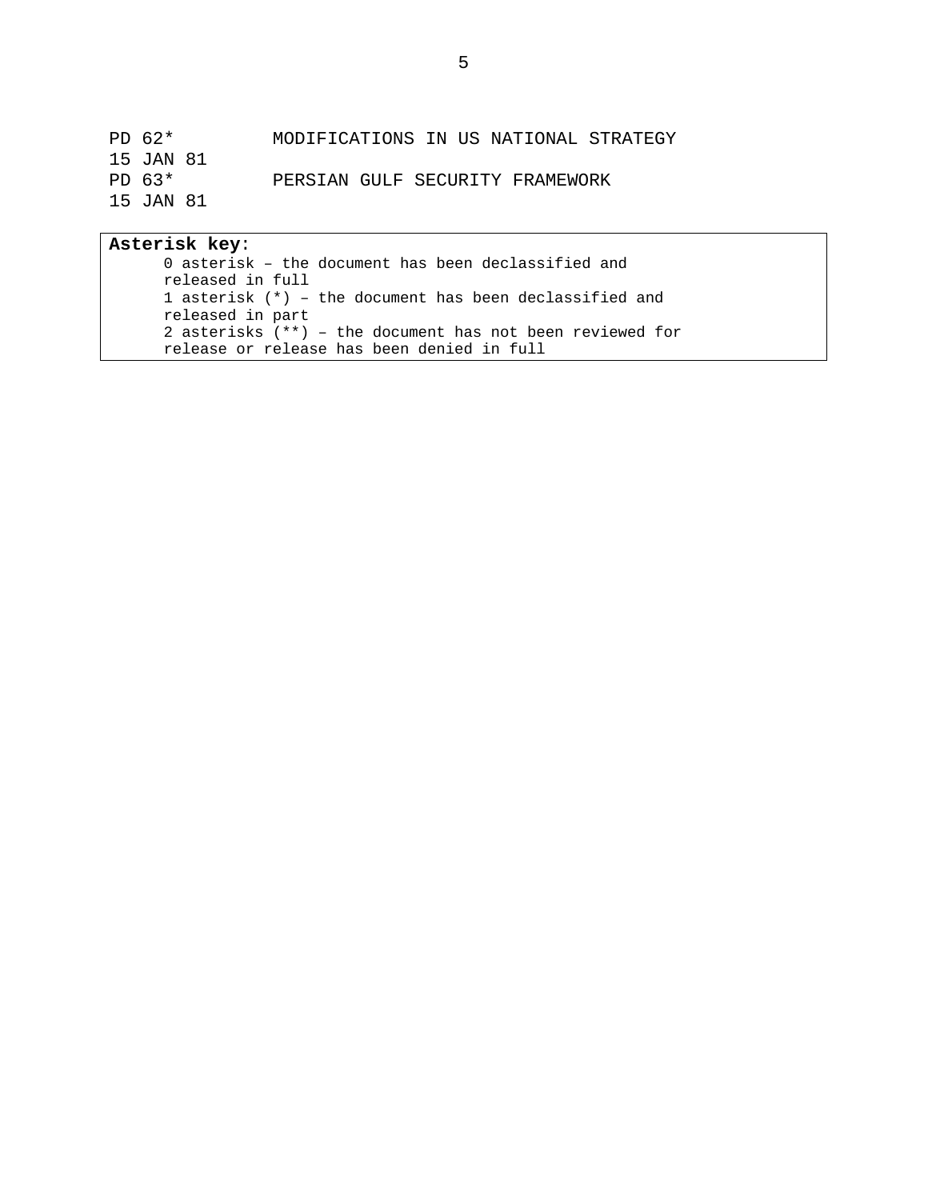| | |
|---|---|
| PD 62*<br>15 JAN 81 | MODIFICATIONS IN US NATIONAL STRATEGY |
| PD 63*<br>15 JAN 81 | PERSIAN GULF SECURITY FRAMEWORK |

**Asterisk key**:

0 asterisk – the document has been declassified and released in full

1 asterisk (*) – the document has been declassified and released in part

2 asterisks (**) – the document has not been reviewed for release or release has been denied in full